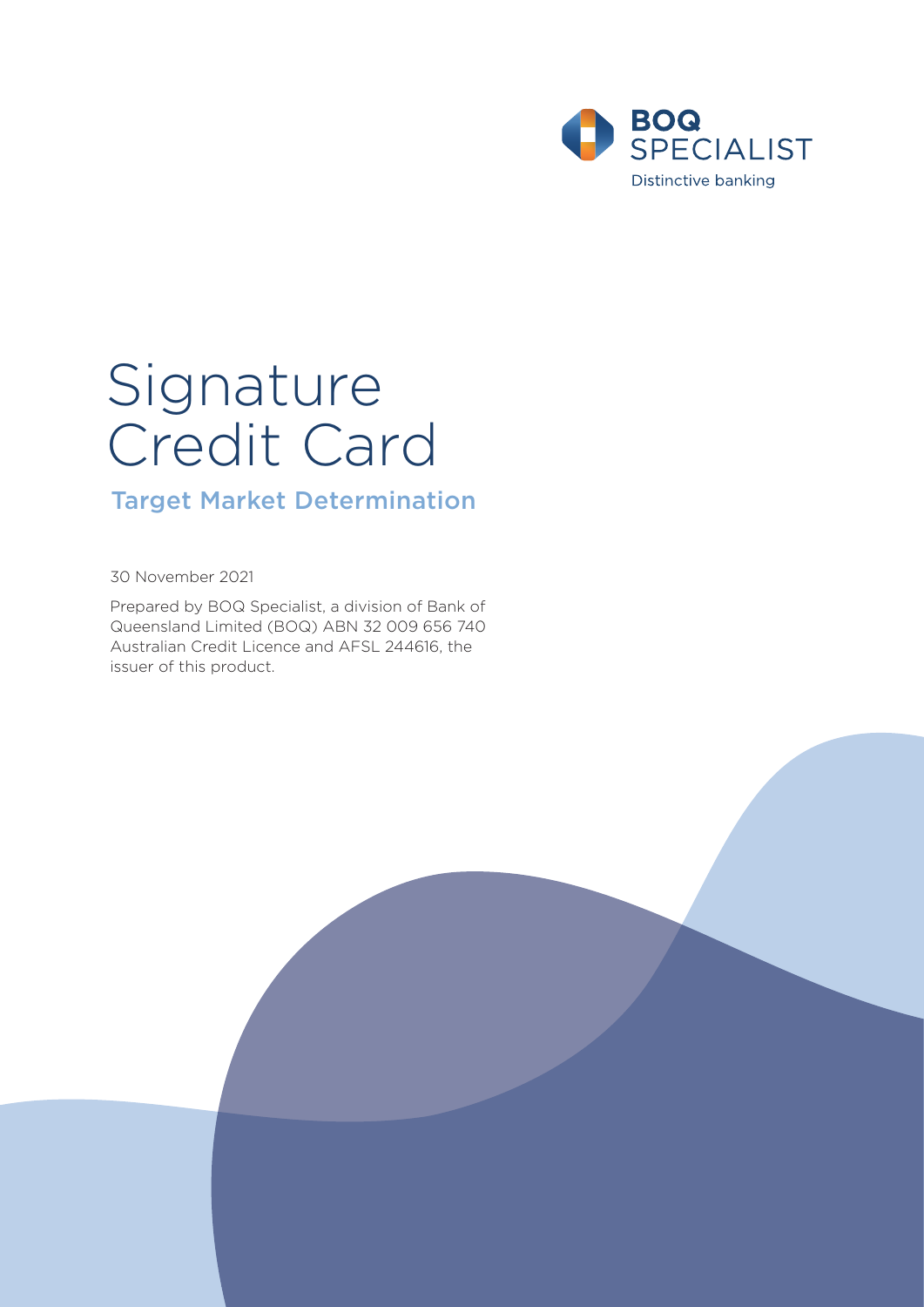BOQ SPECIALIST

Distinctive banking

# Signature Credit Card

## Target Market Determination

30 November 2021

Prepared by BOQ Specialist, a division of Bank of Queensland Limited (BOQ) ABN 32 009 656 740 Australian Credit Licence and AFSL 244616, the issuer of this product.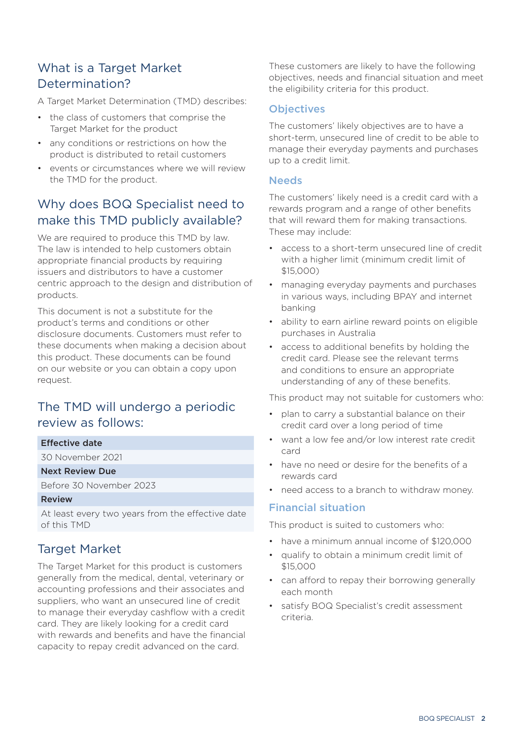## What is a Target Market Determination?

A Target Market Determination (TMD) describes:

- the class of customers that comprise the Target Market for the product
- any conditions or restrictions on how the product is distributed to retail customers
- events or circumstances where we will review the TMD for the product.

## Why does BOQ Specialist need to make this TMD publicly available?

We are required to produce this TMD by law. The law is intended to help customers obtain appropriate financial products by requiring issuers and distributors to have a customer centric approach to the design and distribution of products.

This document is not a substitute for the product's terms and conditions or other disclosure documents. Customers must refer to these documents when making a decision about this product. These documents can be found on our website or you can obtain a copy upon request.

## The TMD will undergo a periodic review as follows:

| Effective date |
| --- |
| 30 November 2021 |
| **Next Review Due** |
| Before 30 November 2023 |
| **Review** |
| At least every two years from the effective date of this TMD |

## Target Market

The Target Market for this product is customers generally from the medical, dental, veterinary or accounting professions and their associates and suppliers, who want an unsecured line of credit to manage their everyday cashflow with a credit card. They are likely looking for a credit card with rewards and benefits and have the financial capacity to repay credit advanced on the card.

These customers are likely to have the following objectives, needs and financial situation and meet the eligibility criteria for this product.

### Objectives

The customers' likely objectives are to have a short-term, unsecured line of credit to be able to manage their everyday payments and purchases up to a credit limit.

### Needs

The customers' likely need is a credit card with a rewards program and a range of other benefits that will reward them for making transactions. These may include:

- access to a short-term unsecured line of credit with a higher limit (minimum credit limit of $15,000)
- managing everyday payments and purchases in various ways, including BPAY and internet banking
- ability to earn airline reward points on eligible purchases in Australia
- access to additional benefits by holding the credit card. Please see the relevant terms and conditions to ensure an appropriate understanding of any of these benefits.

This product may not suitable for customers who:

- plan to carry a substantial balance on their credit card over a long period of time
- want a low fee and/or low interest rate credit card
- have no need or desire for the benefits of a rewards card
- need access to a branch to withdraw money.

### Financial situation

This product is suited to customers who:

- have a minimum annual income of $120,000
- qualify to obtain a minimum credit limit of $15,000
- can afford to repay their borrowing generally each month
- satisfy BOQ Specialist's credit assessment criteria.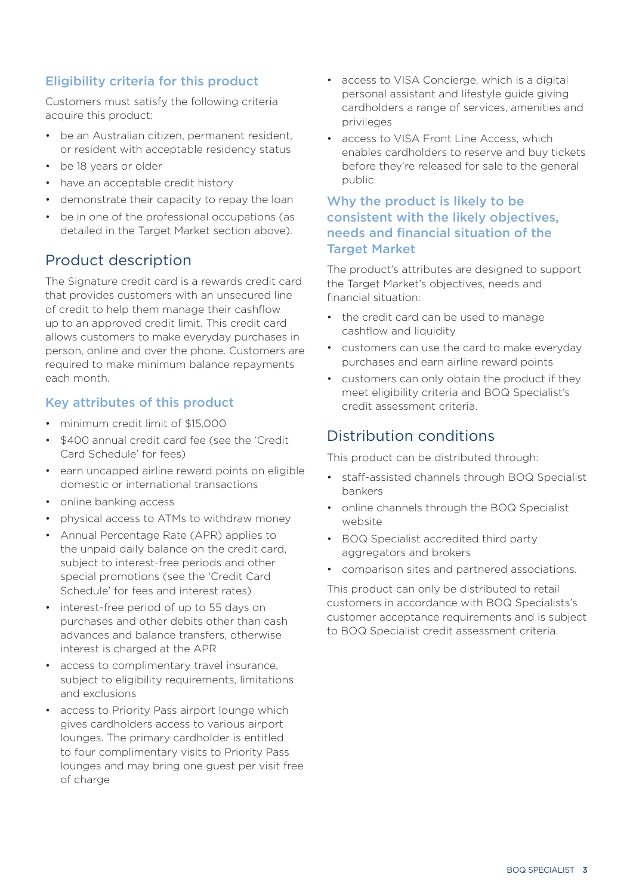### Eligibility criteria for this product

Customers must satisfy the following criteria acquire this product:

- be an Australian citizen, permanent resident, or resident with acceptable residency status
- be 18 years or older
- have an acceptable credit history
- demonstrate their capacity to repay the loan
- be in one of the professional occupations (as detailed in the Target Market section above).

## Product description

The Signature credit card is a rewards credit card that provides customers with an unsecured line of credit to help them manage their cashflow up to an approved credit limit. This credit card allows customers to make everyday purchases in person, online and over the phone. Customers are required to make minimum balance repayments each month.

### Key attributes of this product

- minimum credit limit of $15,000
- $400 annual credit card fee (see the 'Credit Card Schedule' for fees)
- earn uncapped airline reward points on eligible domestic or international transactions
- online banking access
- physical access to ATMs to withdraw money
- Annual Percentage Rate (APR) applies to the unpaid daily balance on the credit card, subject to interest-free periods and other special promotions (see the 'Credit Card Schedule' for fees and interest rates)
- interest-free period of up to 55 days on purchases and other debits other than cash advances and balance transfers, otherwise interest is charged at the APR
- access to complimentary travel insurance, subject to eligibility requirements, limitations and exclusions
- access to Priority Pass airport lounge which gives cardholders access to various airport lounges. The primary cardholder is entitled to four complimentary visits to Priority Pass lounges and may bring one guest per visit free of charge
- access to VISA Concierge, which is a digital personal assistant and lifestyle guide giving cardholders a range of services, amenities and privileges
- access to VISA Front Line Access, which enables cardholders to reserve and buy tickets before they're released for sale to the general public.

### Why the product is likely to be consistent with the likely objectives, needs and financial situation of the Target Market

The product's attributes are designed to support the Target Market's objectives, needs and financial situation:

- the credit card can be used to manage cashflow and liquidity
- customers can use the card to make everyday purchases and earn airline reward points
- customers can only obtain the product if they meet eligibility criteria and BOQ Specialist's credit assessment criteria.

## Distribution conditions

This product can be distributed through:

- staff-assisted channels through BOQ Specialist bankers
- online channels through the BOQ Specialist website
- BOQ Specialist accredited third party aggregators and brokers
- comparison sites and partnered associations.

This product can only be distributed to retail customers in accordance with BOQ Specialists's customer acceptance requirements and is subject to BOQ Specialist credit assessment criteria.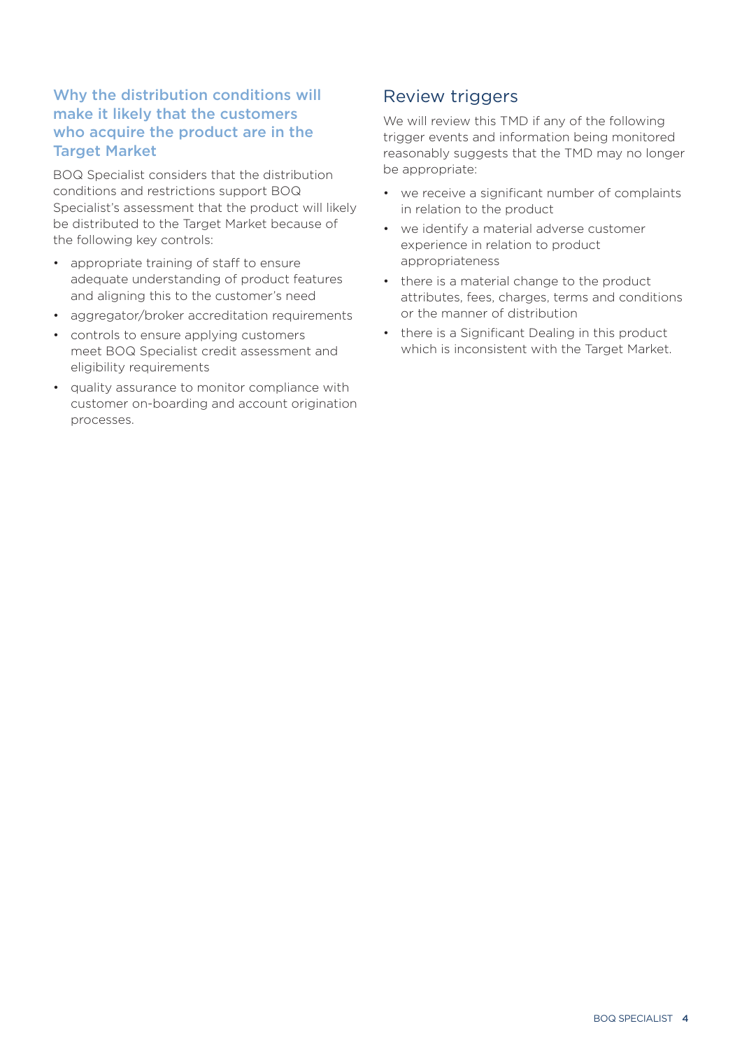### Why the distribution conditions will make it likely that the customers who acquire the product are in the Target Market

BOQ Specialist considers that the distribution conditions and restrictions support BOQ Specialist's assessment that the product will likely be distributed to the Target Market because of the following key controls:

- appropriate training of staff to ensure adequate understanding of product features and aligning this to the customer's need
- aggregator/broker accreditation requirements
- controls to ensure applying customers meet BOQ Specialist credit assessment and eligibility requirements
- quality assurance to monitor compliance with customer on-boarding and account origination processes.

## Review triggers

We will review this TMD if any of the following trigger events and information being monitored reasonably suggests that the TMD may no longer be appropriate:

- we receive a significant number of complaints in relation to the product
- we identify a material adverse customer experience in relation to product appropriateness
- there is a material change to the product attributes, fees, charges, terms and conditions or the manner of distribution
- there is a Significant Dealing in this product which is inconsistent with the Target Market.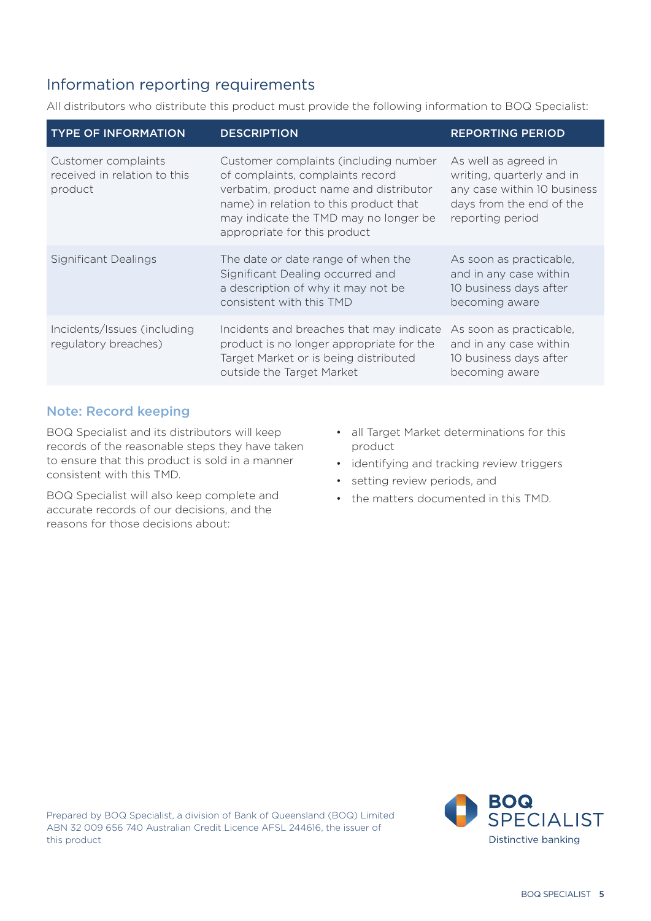## Information reporting requirements

All distributors who distribute this product must provide the following information to BOQ Specialist:

| TYPE OF INFORMATION | DESCRIPTION | REPORTING PERIOD |
|---|---|---|
| Customer complaints received in relation to this product | Customer complaints (including number of complaints, complaints record verbatim, product name and distributor name) in relation to this product that may indicate the TMD may no longer be appropriate for this product | As well as agreed in writing, quarterly and in any case within 10 business days from the end of the reporting period |
| Significant Dealings | The date or date range of when the Significant Dealing occurred and a description of why it may not be consistent with this TMD | As soon as practicable, and in any case within 10 business days after becoming aware |
| Incidents/Issues (including regulatory breaches) | Incidents and breaches that may indicate product is no longer appropriate for the Target Market or is being distributed outside the Target Market | As soon as practicable, and in any case within 10 business days after becoming aware |

### Note: Record keeping

BOQ Specialist and its distributors will keep records of the reasonable steps they have taken to ensure that this product is sold in a manner consistent with this TMD.

BOQ Specialist will also keep complete and accurate records of our decisions, and the reasons for those decisions about:

- all Target Market determinations for this product
- identifying and tracking review triggers
- setting review periods, and
- the matters documented in this TMD.

Prepared by BOQ Specialist, a division of Bank of Queensland (BOQ) Limited ABN 32 009 656 740 Australian Credit Licence AFSL 244616, the issuer of this product

BOQ SPECIALIST
Distinctive banking